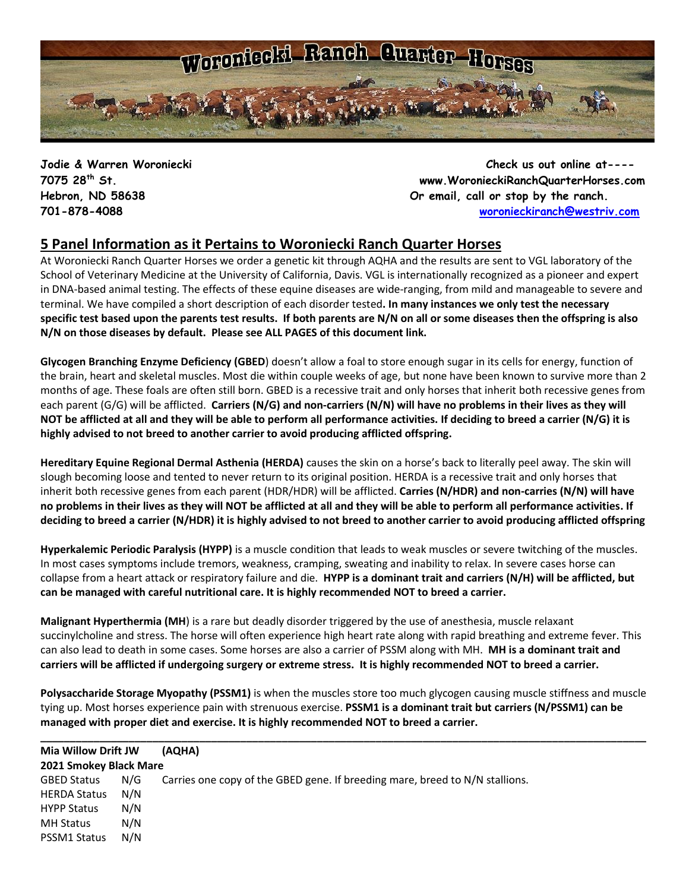# Woroniecki Ranch Quarter Horses

**Jodie & Warren Woroniecki**
**7075 28th St.**
**Hebron, ND 58638**
**701-878-4088**

**Check us out online at----**
**www.WoronieckiRanchQuarterHorses.com**
**Or email, call or stop by the ranch.**
**woronieckiranch@westriv.com**

## 5 Panel Information as it Pertains to Woroniecki Ranch Quarter Horses

At Woroniecki Ranch Quarter Horses we order a genetic kit through AQHA and the results are sent to VGL laboratory of the School of Veterinary Medicine at the University of California, Davis. VGL is internationally recognized as a pioneer and expert in DNA-based animal testing. The effects of these equine diseases are wide-ranging, from mild and manageable to severe and terminal. We have compiled a short description of each disorder tested**. In many instances we only test the necessary specific test based upon the parents test results. If both parents are N/N on all or some diseases then the offspring is also N/N on those diseases by default. Please see ALL PAGES of this document link.**

**Glycogen Branching Enzyme Deficiency (GBED**) doesn't allow a foal to store enough sugar in its cells for energy, function of the brain, heart and skeletal muscles. Most die within couple weeks of age, but none have been known to survive more than 2 months of age. These foals are often still born. GBED is a recessive trait and only horses that inherit both recessive genes from each parent (G/G) will be afflicted. **Carriers (N/G) and non-carriers (N/N) will have no problems in their lives as they will NOT be afflicted at all and they will be able to perform all performance activities. If deciding to breed a carrier (N/G) it is highly advised to not breed to another carrier to avoid producing afflicted offspring.**

**Hereditary Equine Regional Dermal Asthenia (HERDA)** causes the skin on a horse's back to literally peel away. The skin will slough becoming loose and tented to never return to its original position. HERDA is a recessive trait and only horses that inherit both recessive genes from each parent (HDR/HDR) will be afflicted. **Carries (N/HDR) and non-carries (N/N) will have no problems in their lives as they will NOT be afflicted at all and they will be able to perform all performance activities. If deciding to breed a carrier (N/HDR) it is highly advised to not breed to another carrier to avoid producing afflicted offspring**

**Hyperkalemic Periodic Paralysis (HYPP)** is a muscle condition that leads to weak muscles or severe twitching of the muscles. In most cases symptoms include tremors, weakness, cramping, sweating and inability to relax. In severe cases horse can collapse from a heart attack or respiratory failure and die. **HYPP is a dominant trait and carriers (N/H) will be afflicted, but can be managed with careful nutritional care. It is highly recommended NOT to breed a carrier.**

**Malignant Hyperthermia (MH**) is a rare but deadly disorder triggered by the use of anesthesia, muscle relaxant succinylcholine and stress. The horse will often experience high heart rate along with rapid breathing and extreme fever. This can also lead to death in some cases. Some horses are also a carrier of PSSM along with MH. **MH is a dominant trait and carriers will be afflicted if undergoing surgery or extreme stress. It is highly recommended NOT to breed a carrier.**

**Polysaccharide Storage Myopathy (PSSM1)** is when the muscles store too much glycogen causing muscle stiffness and muscle tying up. Most horses experience pain with strenuous exercise. **PSSM1 is a dominant trait but carriers (N/PSSM1) can be managed with proper diet and exercise. It is highly recommended NOT to breed a carrier.**

---

**Mia Willow Drift JW (AQHA)**
**2021 Smokey Black Mare**

| | | |
|---|---|---|
| GBED Status | N/G | Carries one copy of the GBED gene. If breeding mare, breed to N/N stallions. |
| HERDA Status | N/N | |
| HYPP Status | N/N | |
| MH Status | N/N | |
| PSSM1 Status | N/N | |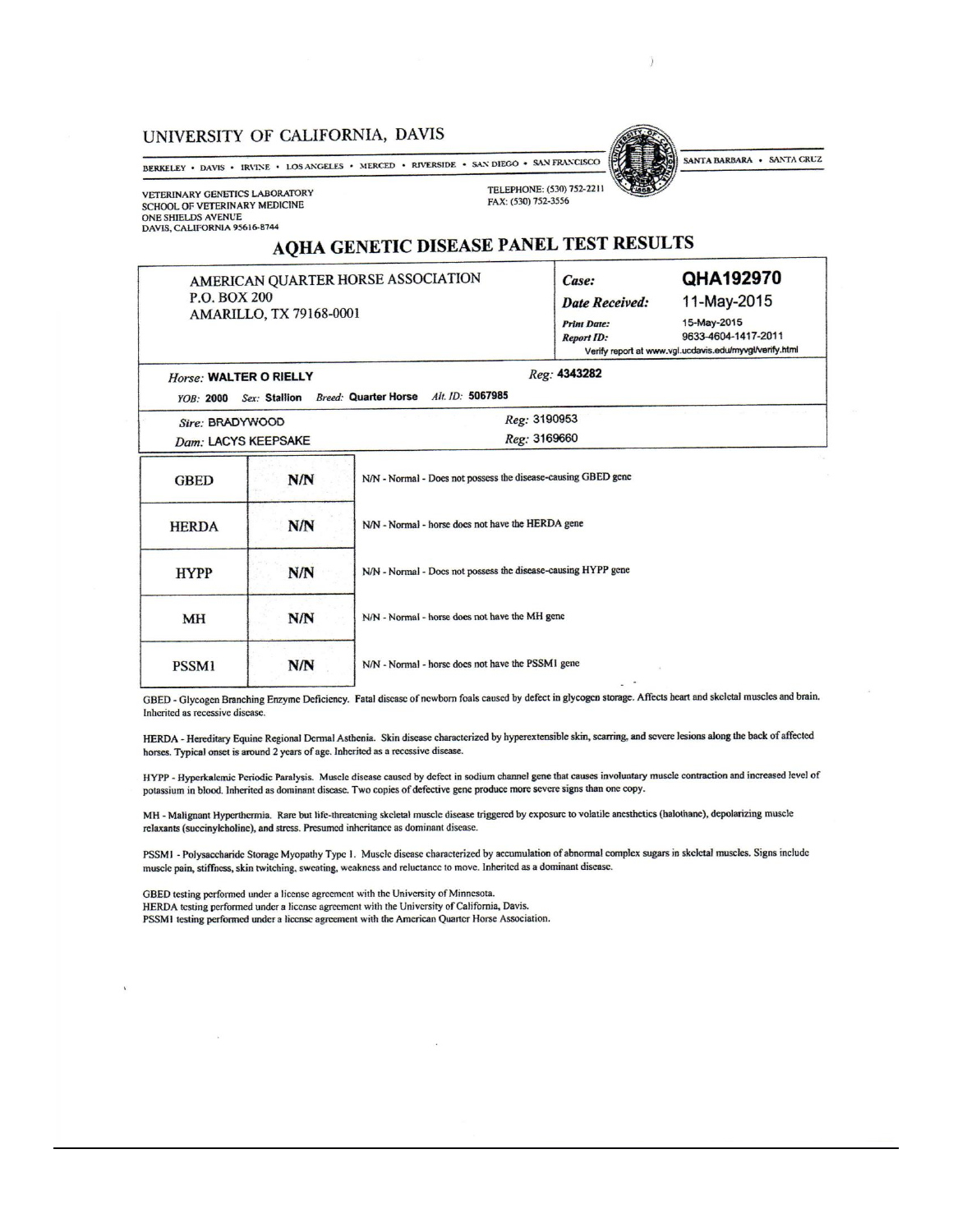# UNIVERSITY OF CALIFORNIA, DAVIS

BERKELEY • DAVIS • IRVINE • LOS ANGELES • MERCED • RIVERSIDE • SAN DIEGO • SAN FRANCISCO SANTA BARBARA • SANTA CRUZ

VETERINARY GENETICS LABORATORY
SCHOOL OF VETERINARY MEDICINE
ONE SHIELDS AVENUE
DAVIS, CALIFORNIA 95616-8744

TELEPHONE: (530) 752-2211
FAX: (530) 752-3556

## AQHA GENETIC DISEASE PANEL TEST RESULTS

AMERICAN QUARTER HORSE ASSOCIATION
P.O. BOX 200
AMARILLO, TX 79168-0001

**Case:** QHA192970
**Date Received:** 11-May-2015
**Print Date:** 15-May-2015
**Report ID:** 9633-4604-1417-2011
Verify report at www.vgl.ucdavis.edu/myvgl/verify.html

*Horse:* **WALTER O RIELLY** *Reg:* **4343282**
*YOB:* **2000** *Sex:* **Stallion** *Breed:* **Quarter Horse** *Alt. ID:* **5067985**

*Sire:* BRADYWOOD *Reg:* 3190953
*Dam:* LACYS KEEPSAKE *Reg:* 3169660

| Test | Result | Interpretation |
|---|---|---|
| GBED | N/N | N/N - Normal - Does not possess the disease-causing GBED gene |
| HERDA | N/N | N/N - Normal - horse does not have the HERDA gene |
| HYPP | N/N | N/N - Normal - Does not possess the disease-causing HYPP gene |
| MH | N/N | N/N - Normal - horse does not have the MH gene |
| PSSM1 | N/N | N/N - Normal - horse does not have the PSSM1 gene |

GBED - Glycogen Branching Enzyme Deficiency. Fatal disease of newborn foals caused by defect in glycogen storage. Affects heart and skeletal muscles and brain. Inherited as recessive disease.

HERDA - Hereditary Equine Regional Dermal Asthenia. Skin disease characterized by hyperextensible skin, scarring, and severe lesions along the back of affected horses. Typical onset is around 2 years of age. Inherited as a recessive disease.

HYPP - Hyperkalemic Periodic Paralysis. Muscle disease caused by defect in sodium channel gene that causes involuntary muscle contraction and increased level of potassium in blood. Inherited as dominant disease. Two copies of defective gene produce more severe signs than one copy.

MH - Malignant Hyperthermia. Rare but life-threatening skeletal muscle disease triggered by exposure to volatile anesthetics (halothane), depolarizing muscle relaxants (succinylcholine), and stress. Presumed inheritance as dominant disease.

PSSM1 - Polysaccharide Storage Myopathy Type 1. Muscle disease characterized by accumulation of abnormal complex sugars in skeletal muscles. Signs include muscle pain, stiffness, skin twitching, sweating, weakness and reluctance to move. Inherited as a dominant disease.

GBED testing performed under a license agreement with the University of Minnesota.
HERDA testing performed under a license agreement with the University of California, Davis.
PSSM1 testing performed under a license agreement with the American Quarter Horse Association.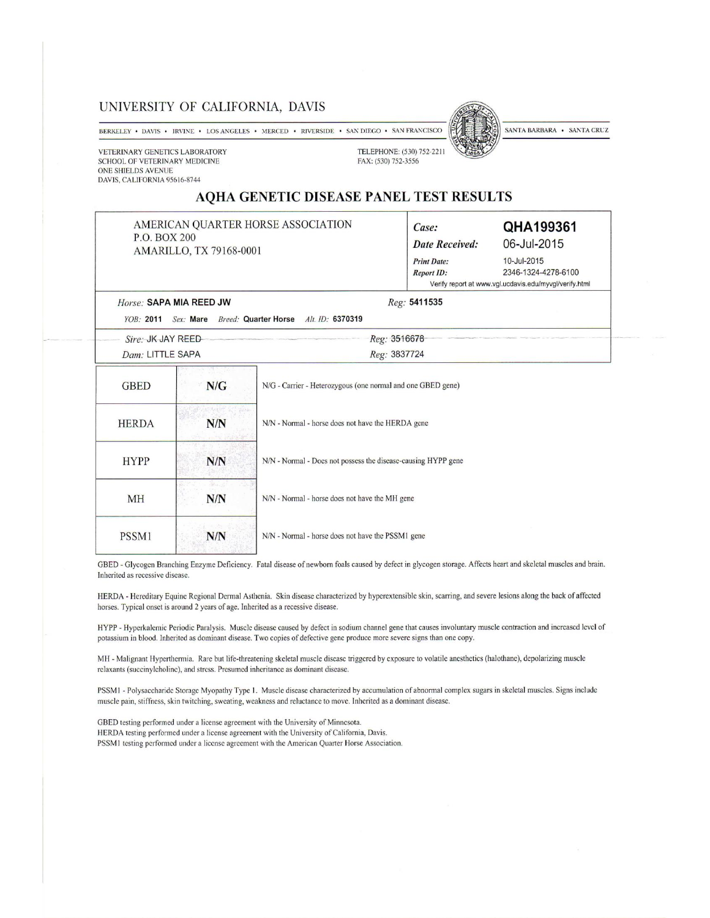# UNIVERSITY OF CALIFORNIA, DAVIS

BERKELEY • DAVIS • IRVINE • LOS ANGELES • MERCED • RIVERSIDE • SAN DIEGO • SAN FRANCISCO    SANTA BARBARA • SANTA CRUZ

VETERINARY GENETICS LABORATORY
SCHOOL OF VETERINARY MEDICINE
ONE SHIELDS AVENUE
DAVIS, CALIFORNIA 95616-8744

TELEPHONE: (530) 752-2211
FAX: (530) 752-3556

## AQHA GENETIC DISEASE PANEL TEST RESULTS

| AMERICAN QUARTER HORSE ASSOCIATION<br>P.O. BOX 200<br>AMARILLO, TX 79168-0001 | *Case:* **QHA199361**<br>*Date Received:* 06-Jul-2015<br>*Print Date:* 10-Jul-2015<br>*Report ID:* 2346-1324-4278-6100<br>Verify report at www.vgl.ucdavis.edu/myvgl/verify.html |
|---|---|
| *Horse:* **SAPA MIA REED JW**<br>*YOB:* **2011** *Sex:* **Mare** *Breed:* **Quarter Horse** *Alt. ID:* **6370319** | *Reg:* **5411535** |
| *Sire:* JK JAY REED | *Reg:* 3516678 |
| *Dam:* LITTLE SAPA | *Reg:* 3837724 |

| Test | Result | Interpretation |
|---|---|---|
| GBED | **N/G** | N/G - Carrier - Heterozygous (one normal and one GBED gene) |
| HERDA | **N/N** | N/N - Normal - horse does not have the HERDA gene |
| HYPP | **N/N** | N/N - Normal - Does not possess the disease-causing HYPP gene |
| MH | **N/N** | N/N - Normal - horse does not have the MH gene |
| PSSM1 | **N/N** | N/N - Normal - horse does not have the PSSM1 gene |

GBED - Glycogen Branching Enzyme Deficiency. Fatal disease of newborn foals caused by defect in glycogen storage. Affects heart and skeletal muscles and brain. Inherited as recessive disease.

HERDA - Hereditary Equine Regional Dermal Asthenia. Skin disease characterized by hyperextensible skin, scarring, and severe lesions along the back of affected horses. Typical onset is around 2 years of age. Inherited as a recessive disease.

HYPP - Hyperkalemic Periodic Paralysis. Muscle disease caused by defect in sodium channel gene that causes involuntary muscle contraction and increased level of potassium in blood. Inherited as dominant disease. Two copies of defective gene produce more severe signs than one copy.

MH - Malignant Hyperthermia. Rare but life-threatening skeletal muscle disease triggered by exposure to volatile anesthetics (halothane), depolarizing muscle relaxants (succinylcholine), and stress. Presumed inheritance as dominant disease.

PSSM1 - Polysaccharide Storage Myopathy Type 1. Muscle disease characterized by accumulation of abnormal complex sugars in skeletal muscles. Signs include muscle pain, stiffness, skin twitching, sweating, weakness and reluctance to move. Inherited as a dominant disease.

GBED testing performed under a license agreement with the University of Minnesota.
HERDA testing performed under a license agreement with the University of California, Davis.
PSSM1 testing performed under a license agreement with the American Quarter Horse Association.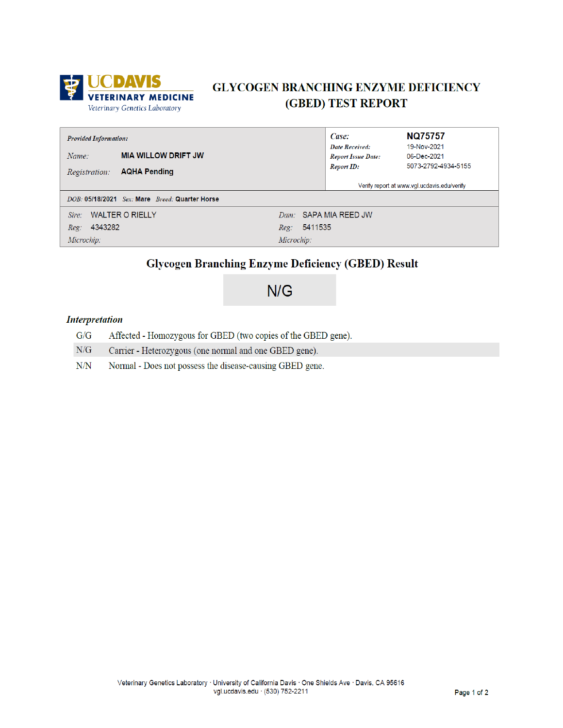**UCDAVIS VETERINARY MEDICINE**
Veterinary Genetics Laboratory

# GLYCOGEN BRANCHING ENZYME DEFICIENCY (GBED) TEST REPORT

| | | | |
|---|---|---|---|
| *Provided Information:* | | *Case:* | **NQ75757** |
| *Name:* | **MIA WILLOW DRIFT JW** | *Date Received:* | 19-Nov-2021 |
| *Registration:* | **AQHA Pending** | *Report Issue Date:* | 06-Dec-2021 |
| | | *Report ID:* | 5073-2792-4934-5155 |
| | | Verify report at www.vgl.ucdavis.edu/verify | |

*DOB:* **05/18/2021** *Sex:* **Mare** *Breed:* **Quarter Horse**

| | | | |
|---|---|---|---|
| *Sire:* | WALTER O RIELLY | *Dam:* | SAPA MIA REED JW |
| *Reg:* | 4343282 | *Reg:* | 5411535 |
| *Microchip:* | | *Microchip:* | |

## Glycogen Branching Enzyme Deficiency (GBED) Result

**N/G**

### *Interpretation*

| | |
|---|---|
| G/G | Affected - Homozygous for GBED (two copies of the GBED gene). |
| N/G | Carrier - Heterozygous (one normal and one GBED gene). |
| N/N | Normal - Does not possess the disease-causing GBED gene. |

Veterinary Genetics Laboratory · University of California Davis · One Shields Ave · Davis, CA 95616
vgl.ucdavis.edu · (530) 752-2211